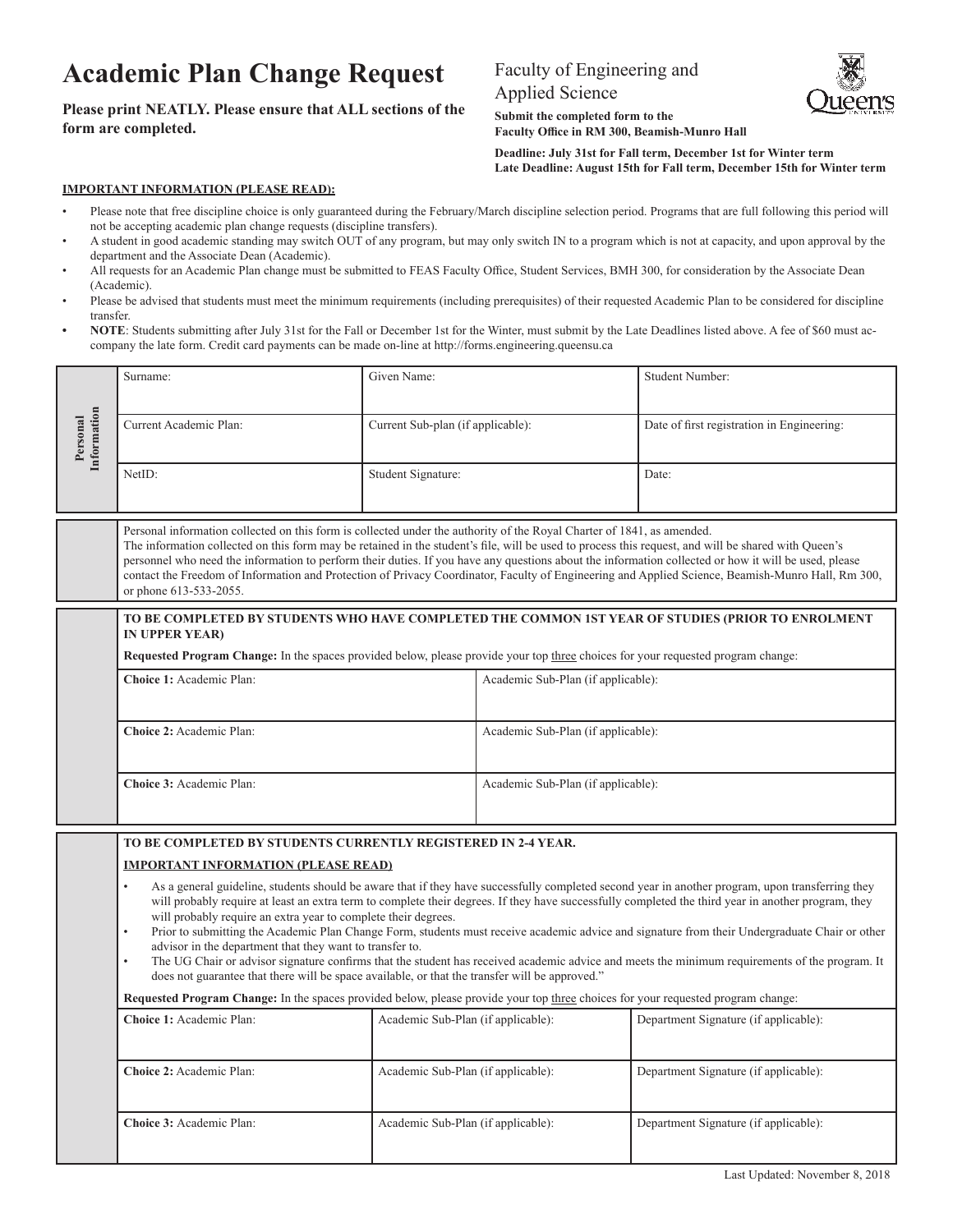# Academic Plan Change Request

**Please print NEATLY. Please ensure that ALL sections of the form are completed.**

Faculty of Engineering and Applied Science

**Submit the completed form to the Faculty Office in RM 300, Beamish-Munro Hall**

**Deadline: July 31st for Fall term, December 1st for Winter term**
**Late Deadline: August 15th for Fall term, December 15th for Winter term**

**IMPORTANT INFORMATION (PLEASE READ):**

- Please note that free discipline choice is only guaranteed during the February/March discipline selection period. Programs that are full following this period will not be accepting academic plan change requests (discipline transfers).
- A student in good academic standing may switch OUT of any program, but may only switch IN to a program which is not at capacity, and upon approval by the department and the Associate Dean (Academic).
- All requests for an Academic Plan change must be submitted to FEAS Faculty Office, Student Services, BMH 300, for consideration by the Associate Dean (Academic).
- Please be advised that students must meet the minimum requirements (including prerequisites) of their requested Academic Plan to be considered for discipline transfer.
- **NOTE**: Students submitting after July 31st for the Fall or December 1st for the Winter, must submit by the Late Deadlines listed above. A fee of $60 must accompany the late form. Credit card payments can be made on-line at http://forms.engineering.queensu.ca

| Personal Information | | | |
|---|---|---|---|
| | Surname: | Given Name: | Student Number: |
| | Current Academic Plan: | Current Sub-plan (if applicable): | Date of first registration in Engineering: |
| | NetID: | Student Signature: | Date: |

Personal information collected on this form is collected under the authority of the Royal Charter of 1841, as amended. The information collected on this form may be retained in the student's file, will be used to process this request, and will be shared with Queen's personnel who need the information to perform their duties. If you have any questions about the information collected or how it will be used, please contact the Freedom of Information and Protection of Privacy Coordinator, Faculty of Engineering and Applied Science, Beamish-Munro Hall, Rm 300, or phone 613-533-2055.

**TO BE COMPLETED BY STUDENTS WHO HAVE COMPLETED THE COMMON 1ST YEAR OF STUDIES (PRIOR TO ENROLMENT IN UPPER YEAR)**

**Requested Program Change:** In the spaces provided below, please provide your top three choices for your requested program change:

| | |
|---|---|
| **Choice 1:** Academic Plan: | Academic Sub-Plan (if applicable): |
| **Choice 2:** Academic Plan: | Academic Sub-Plan (if applicable): |
| **Choice 3:** Academic Plan: | Academic Sub-Plan (if applicable): |

**TO BE COMPLETED BY STUDENTS CURRENTLY REGISTERED IN 2-4 YEAR.**

**IMPORTANT INFORMATION (PLEASE READ)**

- As a general guideline, students should be aware that if they have successfully completed second year in another program, upon transferring they will probably require at least an extra term to complete their degrees. If they have successfully completed the third year in another program, they will probably require an extra year to complete their degrees.
- Prior to submitting the Academic Plan Change Form, students must receive academic advice and signature from their Undergraduate Chair or other advisor in the department that they want to transfer to.
- The UG Chair or advisor signature confirms that the student has received academic advice and meets the minimum requirements of the program. It does not guarantee that there will be space available, or that the transfer will be approved."

**Requested Program Change:** In the spaces provided below, please provide your top three choices for your requested program change:

| | | |
|---|---|---|
| **Choice 1:** Academic Plan: | Academic Sub-Plan (if applicable): | Department Signature (if applicable): |
| **Choice 2:** Academic Plan: | Academic Sub-Plan (if applicable): | Department Signature (if applicable): |
| **Choice 3:** Academic Plan: | Academic Sub-Plan (if applicable): | Department Signature (if applicable): |

Last Updated: November 8, 2018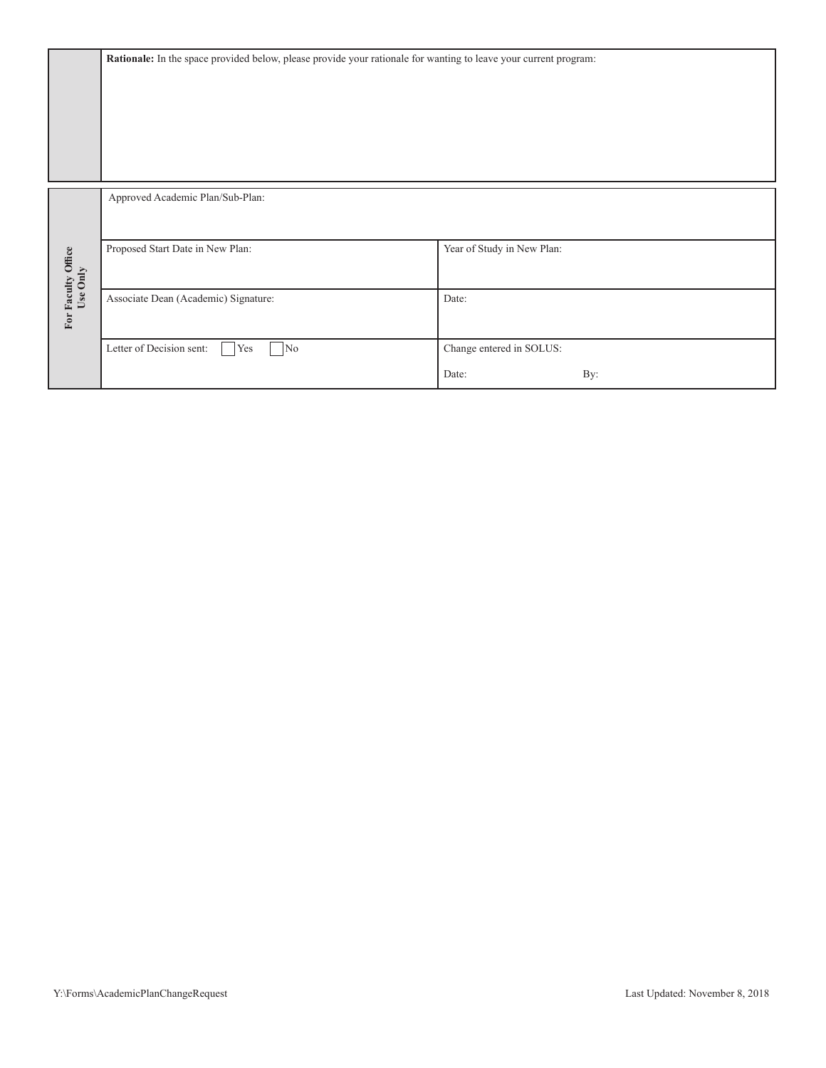**Rationale:** In the space provided below, please provide your rationale for wanting to leave your current program:

| For Faculty Office Use Only | | |
|---|---|---|
| | Approved Academic Plan/Sub-Plan: | |
| | Proposed Start Date in New Plan: | Year of Study in New Plan: |
| | Associate Dean (Academic) Signature: | Date: |
| | Letter of Decision sent: ☐ Yes ☐ No | Change entered in SOLUS:<br>Date: By: |

Y:\Forms\AcademicPlanChangeRequest

Last Updated: November 8, 2018